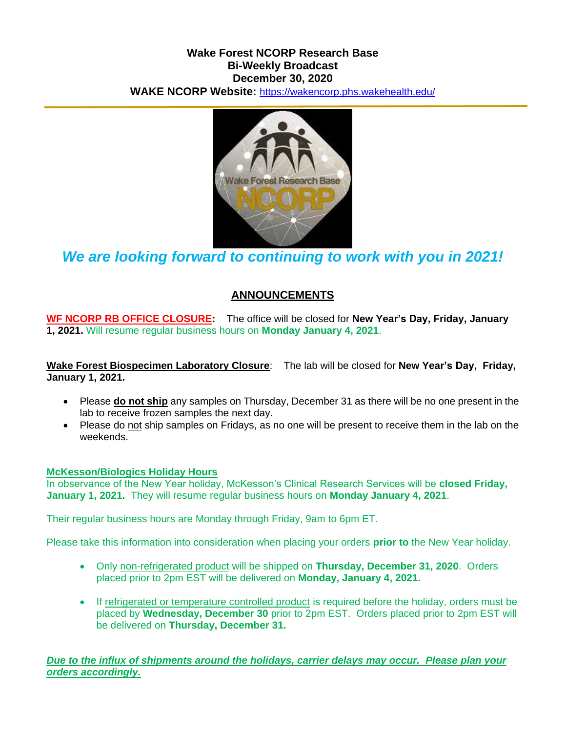**Wake Forest NCORP Research Base**
**Bi-Weekly Broadcast**
**December 30, 2020**
**WAKE NCORP Website:** https://wakencorp.phs.wakehealth.edu/

***We are looking forward to continuing to work with you in 2021!***

## ANNOUNCEMENTS

**WF NCORP RB OFFICE CLOSURE:** The office will be closed for **New Year's Day, Friday, January 1, 2021.** Will resume regular business hours on **Monday January 4, 2021**.

**Wake Forest Biospecimen Laboratory Closure**: The lab will be closed for **New Year's Day, Friday, January 1, 2021.**

- Please **do not ship** any samples on Thursday, December 31 as there will be no one present in the lab to receive frozen samples the next day.
- Please do not ship samples on Fridays, as no one will be present to receive them in the lab on the weekends.

**McKesson/Biologics Holiday Hours**
In observance of the New Year holiday, McKesson's Clinical Research Services will be **closed Friday, January 1, 2021.** They will resume regular business hours on **Monday January 4, 2021**.

Their regular business hours are Monday through Friday, 9am to 6pm ET.

Please take this information into consideration when placing your orders **prior to** the New Year holiday.

- Only non-refrigerated product will be shipped on **Thursday, December 31, 2020**. Orders placed prior to 2pm EST will be delivered on **Monday, January 4, 2021.**
- If refrigerated or temperature controlled product is required before the holiday, orders must be placed by **Wednesday, December 30** prior to 2pm EST. Orders placed prior to 2pm EST will be delivered on **Thursday, December 31.**

***Due to the influx of shipments around the holidays, carrier delays may occur. Please plan your orders accordingly.***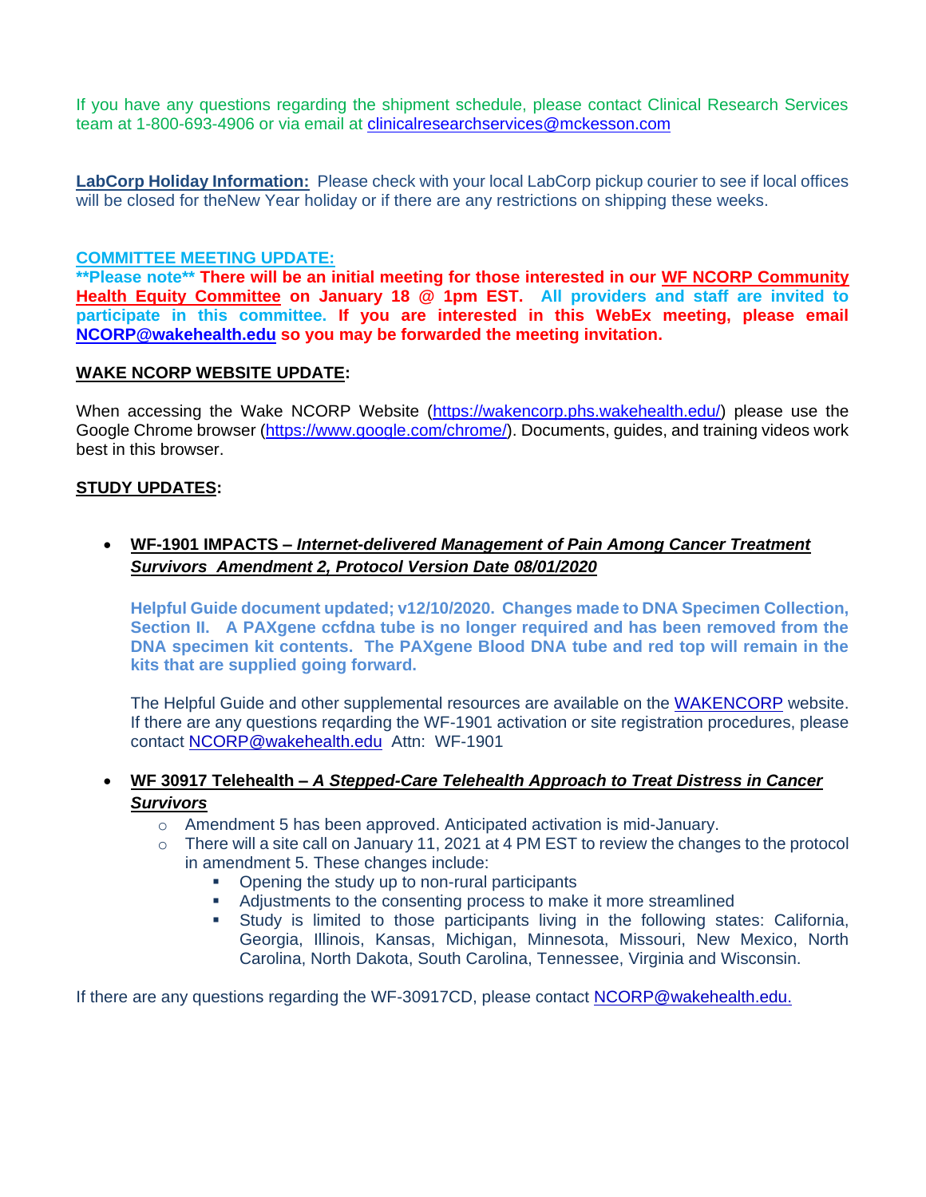If you have any questions regarding the shipment schedule, please contact Clinical Research Services team at 1-800-693-4906 or via email at clinicalresearchservices@mckesson.com

**LabCorp Holiday Information:** Please check with your local LabCorp pickup courier to see if local offices will be closed for theNew Year holiday or if there are any restrictions on shipping these weeks.

**COMMITTEE MEETING UPDATE:**

****Please note** There will be an initial meeting for those interested in our WF NCORP Community Health Equity Committee on January 18 @ 1pm EST. All providers and staff are invited to participate in this committee. If you are interested in this WebEx meeting, please email NCORP@wakehealth.edu so you may be forwarded the meeting invitation.**

**WAKE NCORP WEBSITE UPDATE:**

When accessing the Wake NCORP Website (https://wakencorp.phs.wakehealth.edu/) please use the Google Chrome browser (https://www.google.com/chrome/). Documents, guides, and training videos work best in this browser.

**STUDY UPDATES:**

- **WF-1901 IMPACTS – *Internet-delivered Management of Pain Among Cancer Treatment Survivors Amendment 2, Protocol Version Date 08/01/2020***

  **Helpful Guide document updated; v12/10/2020. Changes made to DNA Specimen Collection, Section II. A PAXgene ccfdna tube is no longer required and has been removed from the DNA specimen kit contents. The PAXgene Blood DNA tube and red top will remain in the kits that are supplied going forward.**

  The Helpful Guide and other supplemental resources are available on the WAKENCORP website. If there are any questions reqarding the WF-1901 activation or site registration procedures, please contact NCORP@wakehealth.edu Attn: WF-1901

- **WF 30917 Telehealth – *A Stepped-Care Telehealth Approach to Treat Distress in Cancer Survivors***
  - Amendment 5 has been approved. Anticipated activation is mid-January.
  - There will a site call on January 11, 2021 at 4 PM EST to review the changes to the protocol in amendment 5. These changes include:
    - Opening the study up to non-rural participants
    - Adjustments to the consenting process to make it more streamlined
    - Study is limited to those participants living in the following states: California, Georgia, Illinois, Kansas, Michigan, Minnesota, Missouri, New Mexico, North Carolina, North Dakota, South Carolina, Tennessee, Virginia and Wisconsin.

If there are any questions regarding the WF-30917CD, please contact NCORP@wakehealth.edu.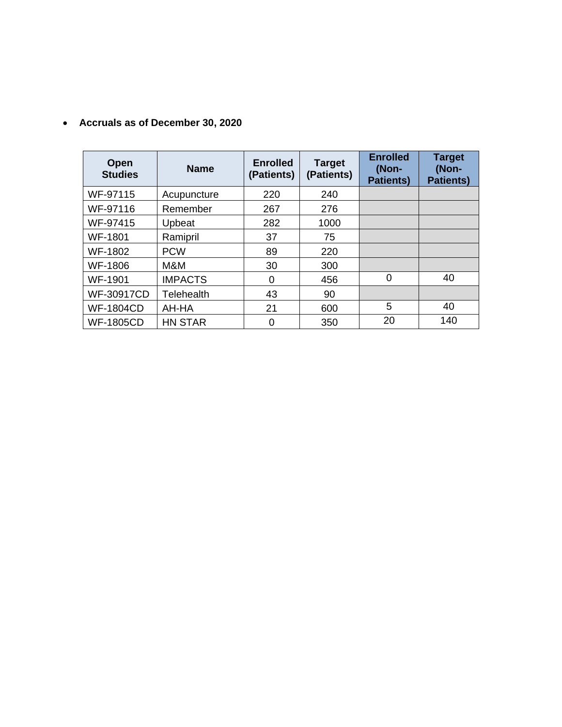- **Accruals as of December 30, 2020**

| Open Studies | Name | Enrolled (Patients) | Target (Patients) | Enrolled (Non-Patients) | Target (Non-Patients) |
|---|---|---|---|---|---|
| WF-97115 | Acupuncture | 220 | 240 | | |
| WF-97116 | Remember | 267 | 276 | | |
| WF-97415 | Upbeat | 282 | 1000 | | |
| WF-1801 | Ramipril | 37 | 75 | | |
| WF-1802 | PCW | 89 | 220 | | |
| WF-1806 | M&M | 30 | 300 | | |
| WF-1901 | IMPACTS | 0 | 456 | 0 | 40 |
| WF-30917CD | Telehealth | 43 | 90 | | |
| WF-1804CD | AH-HA | 21 | 600 | 5 | 40 |
| WF-1805CD | HN STAR | 0 | 350 | 20 | 140 |